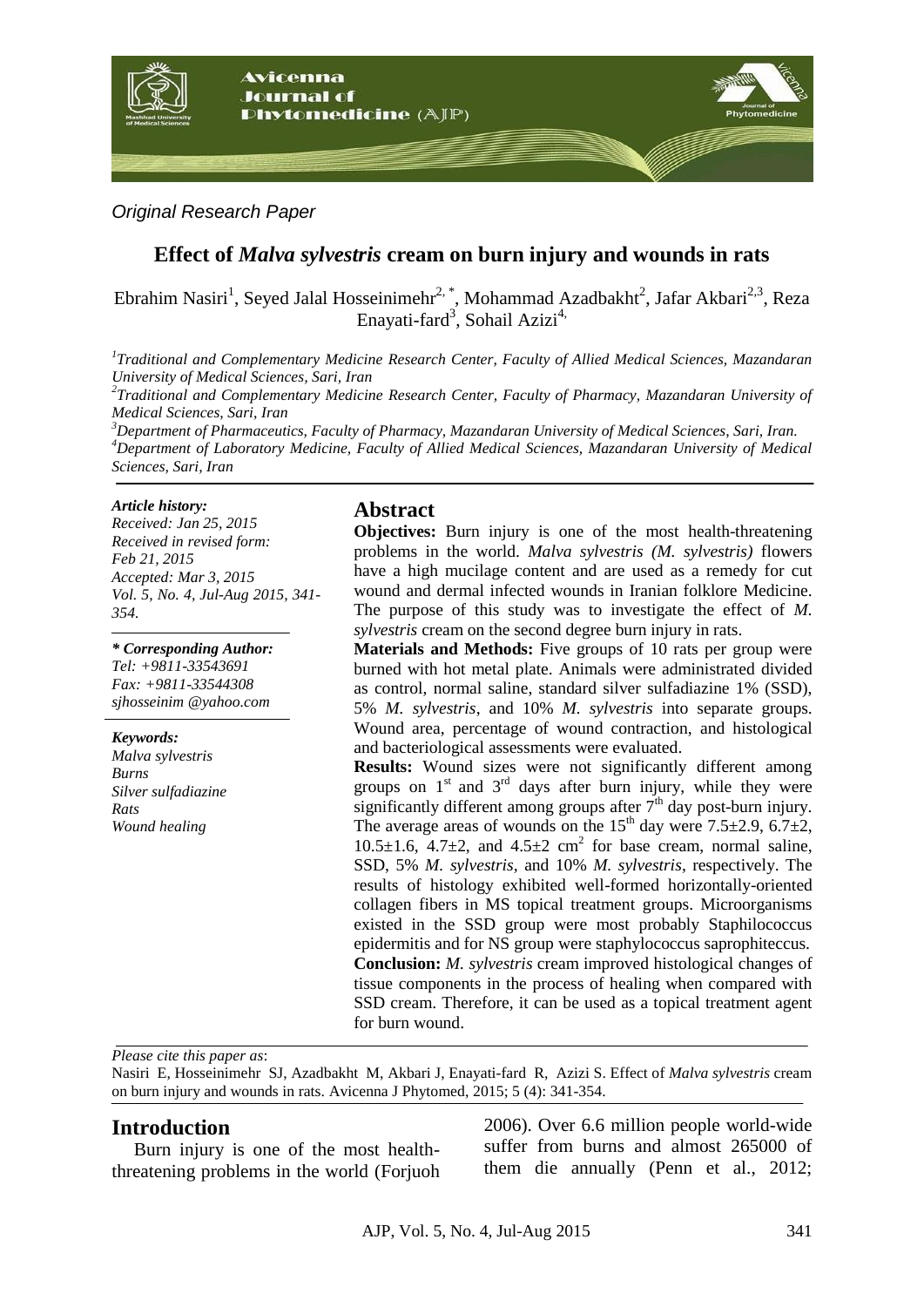*Original Research Paper*

# Effect of *Malva sylvestris* cream on burn injury and wounds in rats

Ebrahim Nasiri[1], Seyed Jalal Hosseinimehr[2,*], Mohammad Azadbakht[2], Jafar Akbari[2,3], Reza Enayati-fard[3], Sohail Azizi[4]

[1]*Traditional and Complementary Medicine Research Center, Faculty of Allied Medical Sciences, Mazandaran University of Medical Sciences, Sari, Iran*
[2]*Traditional and Complementary Medicine Research Center, Faculty of Pharmacy, Mazandaran University of Medical Sciences, Sari, Iran*
[3]*Department of Pharmaceutics, Faculty of Pharmacy, Mazandaran University of Medical Sciences, Sari, Iran.*
[4]*Department of Laboratory Medicine, Faculty of Allied Medical Sciences, Mazandaran University of Medical Sciences, Sari, Iran*

*Article history:*
*Received: Jan 25, 2015*
*Received in revised form: Feb 21, 2015*
*Accepted: Mar 3, 2015*
*Vol. 5, No. 4, Jul-Aug 2015, 341-354.*

*\* Corresponding Author:*
*Tel: +9811-33543691*
*Fax: +9811-33544308*
*sjhosseinim @yahoo.com*

*Keywords:*
*Malva sylvestris*
*Burns*
*Silver sulfadiazine*
*Rats*
*Wound healing*

## Abstract

**Objectives:** Burn injury is one of the most health-threatening problems in the world. *Malva sylvestris (M. sylvestris)* flowers have a high mucilage content and are used as a remedy for cut wound and dermal infected wounds in Iranian folklore Medicine. The purpose of this study was to investigate the effect of *M. sylvestris* cream on the second degree burn injury in rats.

**Materials and Methods:** Five groups of 10 rats per group were burned with hot metal plate. Animals were administrated divided as control, normal saline, standard silver sulfadiazine 1% (SSD), 5% *M. sylvestris*, and 10% *M. sylvestris* into separate groups. Wound area, percentage of wound contraction, and histological and bacteriological assessments were evaluated.

**Results:** Wound sizes were not significantly different among groups on 1st and 3rd days after burn injury, while they were significantly different among groups after 7th day post-burn injury. The average areas of wounds on the 15th day were 7.5±2.9, 6.7±2, 10.5±1.6, 4.7±2, and 4.5±2 $cm^2$ for base cream, normal saline, SSD, 5% *M. sylvestris*, and 10% *M. sylvestris*, respectively. The results of histology exhibited well-formed horizontally-oriented collagen fibers in MS topical treatment groups. Microorganisms existed in the SSD group were most probably Staphilococcus epidermitis and for NS group were staphylococcus saprophiteccus.

**Conclusion:** *M. sylvestris* cream improved histological changes of tissue components in the process of healing when compared with SSD cream. Therefore, it can be used as a topical treatment agent for burn wound.

*Please cite this paper as*:
Nasiri E, Hosseinimehr SJ, Azadbakht M, Akbari J, Enayati-fard R, Azizi S. Effect of *Malva sylvestris* cream on burn injury and wounds in rats. Avicenna J Phytomed, 2015; 5 (4): 341-354.

## Introduction

Burn injury is one of the most health-threatening problems in the world (Forjuoh 2006). Over 6.6 million people world-wide suffer from burns and almost 265000 of them die annually (Penn et al., 2012;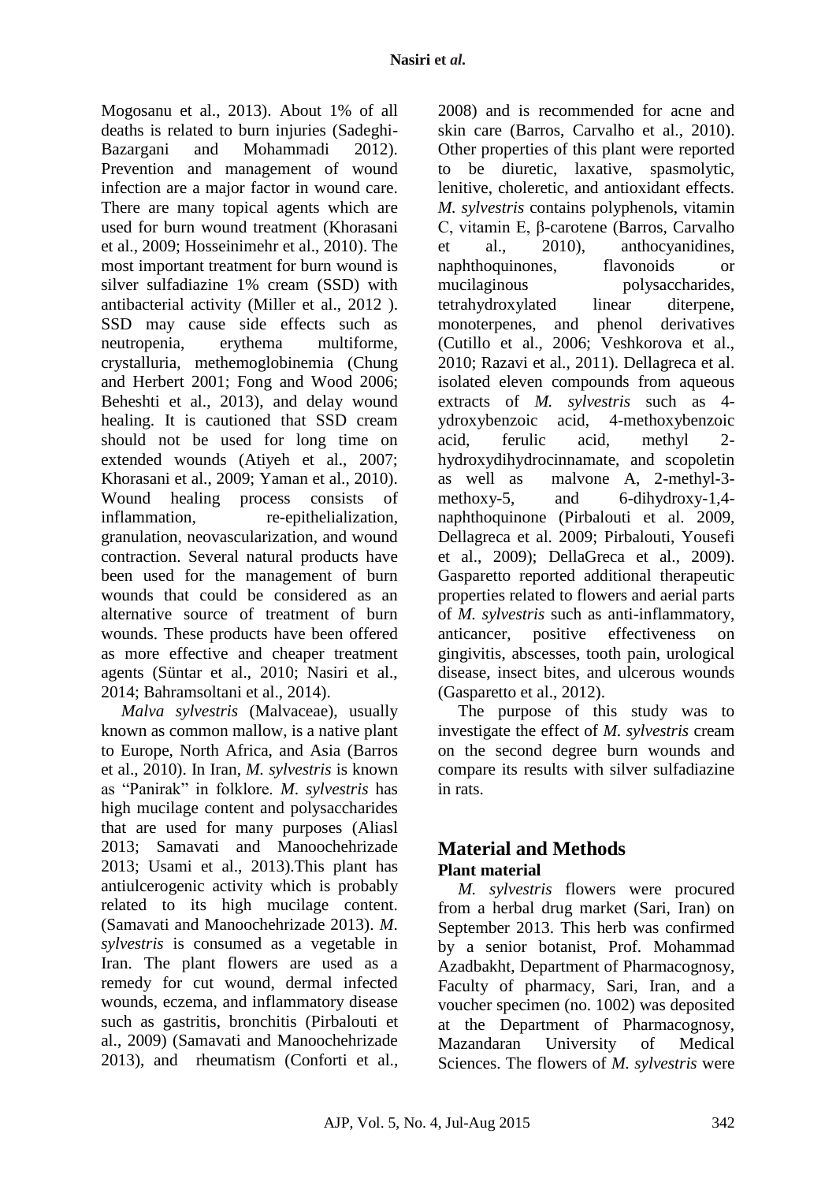Mogosanu et al., 2013). About 1% of all deaths is related to burn injuries (Sadeghi-Bazargani and Mohammadi 2012). Prevention and management of wound infection are a major factor in wound care. There are many topical agents which are used for burn wound treatment (Khorasani et al., 2009; Hosseinimehr et al., 2010). The most important treatment for burn wound is silver sulfadiazine 1% cream (SSD) with antibacterial activity (Miller et al., 2012 ). SSD may cause side effects such as neutropenia, erythema multiforme, crystalluria, methemoglobinemia (Chung and Herbert 2001; Fong and Wood 2006; Beheshti et al., 2013), and delay wound healing. It is cautioned that SSD cream should not be used for long time on extended wounds (Atiyeh et al., 2007; Khorasani et al., 2009; Yaman et al., 2010). Wound healing process consists of inflammation, re-epithelialization, granulation, neovascularization, and wound contraction. Several natural products have been used for the management of burn wounds that could be considered as an alternative source of treatment of burn wounds. These products have been offered as more effective and cheaper treatment agents (Süntar et al., 2010; Nasiri et al., 2014; Bahramsoltani et al., 2014).

*Malva sylvestris* (Malvaceae), usually known as common mallow, is a native plant to Europe, North Africa, and Asia (Barros et al., 2010). In Iran, *M. sylvestris* is known as "Panirak" in folklore. *M*. *sylvestris* has high mucilage content and polysaccharides that are used for many purposes (Aliasl 2013; Samavati and Manoochehrizade 2013; Usami et al., 2013).This plant has antiulcerogenic activity which is probably related to its high mucilage content. (Samavati and Manoochehrizade 2013). *M*. *sylvestris* is consumed as a vegetable in Iran. The plant flowers are used as a remedy for cut wound, dermal infected wounds, eczema, and inflammatory disease such as gastritis, bronchitis (Pirbalouti et al., 2009) (Samavati and Manoochehrizade 2013), and rheumatism (Conforti et al., 2008) and is recommended for acne and skin care (Barros, Carvalho et al., 2010). Other properties of this plant were reported to be diuretic, laxative, spasmolytic, lenitive, choleretic, and antioxidant effects. *M. sylvestris* contains polyphenols, vitamin C, vitamin E, β-carotene (Barros, Carvalho et al., 2010), anthocyanidines, naphthoquinones, flavonoids or mucilaginous polysaccharides, tetrahydroxylated linear diterpene, monoterpenes, and phenol derivatives (Cutillo et al., 2006; Veshkorova et al., 2010; Razavi et al., 2011). Dellagreca et al. isolated eleven compounds from aqueous extracts of *M. sylvestris* such as 4-ydroxybenzoic acid, 4-methoxybenzoic acid, ferulic acid, methyl 2-hydroxydihydrocinnamate, and scopoletin as well as malvone A, 2-methyl-3-methoxy-5, and 6-dihydroxy-1,4-naphthoquinone (Pirbalouti et al. 2009, Dellagreca et al. 2009; Pirbalouti, Yousefi et al., 2009); DellaGreca et al., 2009). Gasparetto reported additional therapeutic properties related to flowers and aerial parts of *M. sylvestris* such as anti-inflammatory, anticancer, positive effectiveness on gingivitis, abscesses, tooth pain, urological disease, insect bites, and ulcerous wounds (Gasparetto et al., 2012).

The purpose of this study was to investigate the effect of *M. sylvestris* cream on the second degree burn wounds and compare its results with silver sulfadiazine in rats.

# Material and Methods

## Plant material

*M. sylvestris* flowers were procured from a herbal drug market (Sari, Iran) on September 2013. This herb was confirmed by a senior botanist, Prof. Mohammad Azadbakht, Department of Pharmacognosy, Faculty of pharmacy, Sari, Iran, and a voucher specimen (no. 1002) was deposited at the Department of Pharmacognosy, Mazandaran University of Medical Sciences. The flowers of *M. sylvestris* were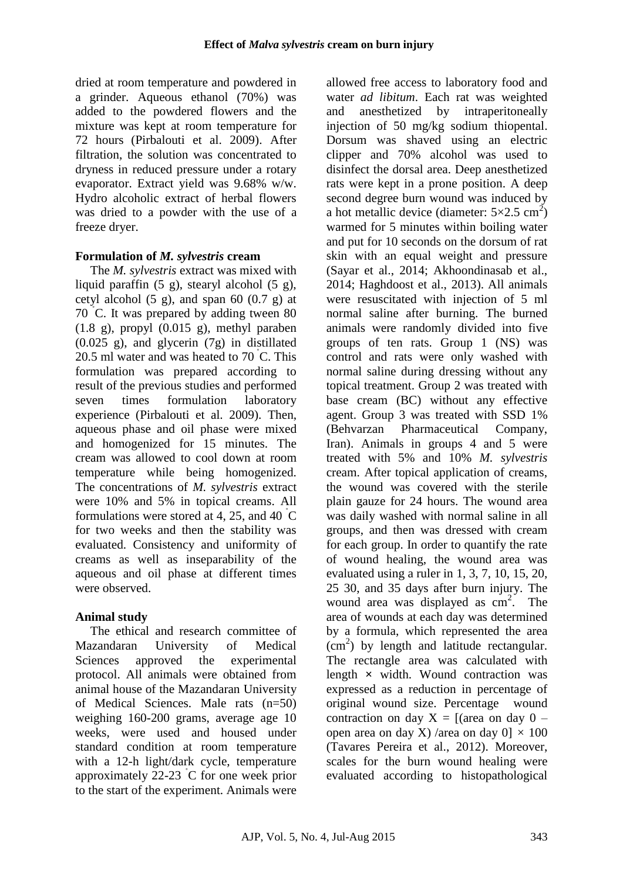dried at room temperature and powdered in a grinder. Aqueous ethanol (70%) was added to the powdered flowers and the mixture was kept at room temperature for 72 hours (Pirbalouti et al. 2009). After filtration, the solution was concentrated to dryness in reduced pressure under a rotary evaporator. Extract yield was 9.68% w/w. Hydro alcoholic extract of herbal flowers was dried to a powder with the use of a freeze dryer.

### Formulation of *M. sylvestris* cream

The *M. sylvestris* extract was mixed with liquid paraffin (5 g), stearyl alcohol (5 g), cetyl alcohol (5 g), and span 60 (0.7 g) at 70 °C. It was prepared by adding tween 80 (1.8 g), propyl (0.015 g), methyl paraben (0.025 g), and glycerin (7g) in distillated 20.5 ml water and was heated to 70 °C. This formulation was prepared according to result of the previous studies and performed seven times formulation laboratory experience (Pirbalouti et al. 2009). Then, aqueous phase and oil phase were mixed and homogenized for 15 minutes. The cream was allowed to cool down at room temperature while being homogenized. The concentrations of *M. sylvestris* extract were 10% and 5% in topical creams. All formulations were stored at 4, 25, and 40 °C for two weeks and then the stability was evaluated. Consistency and uniformity of creams as well as inseparability of the aqueous and oil phase at different times were observed.

### Animal study

The ethical and research committee of Mazandaran University of Medical Sciences approved the experimental protocol. All animals were obtained from animal house of the Mazandaran University of Medical Sciences. Male rats (n=50) weighing 160-200 grams, average age 10 weeks, were used and housed under standard condition at room temperature with a 12-h light/dark cycle, temperature approximately 22-23 °C for one week prior to the start of the experiment. Animals were allowed free access to laboratory food and water *ad libitum*. Each rat was weighted and anesthetized by intraperitoneally injection of 50 mg/kg sodium thiopental. Dorsum was shaved using an electric clipper and 70% alcohol was used to disinfect the dorsal area. Deep anesthetized rats were kept in a prone position. A deep second degree burn wound was induced by a hot metallic device (diameter: $5 \times 2.5$ cm$^2$) warmed for 5 minutes within boiling water and put for 10 seconds on the dorsum of rat skin with an equal weight and pressure (Sayar et al., 2014; Akhoondinasab et al., 2014; Haghdoost et al., 2013). All animals were resuscitated with injection of 5 ml normal saline after burning. The burned animals were randomly divided into five groups of ten rats. Group 1 (NS) was control and rats were only washed with normal saline during dressing without any topical treatment. Group 2 was treated with base cream (BC) without any effective agent. Group 3 was treated with SSD 1% (Behvarzan Pharmaceutical Company, Iran). Animals in groups 4 and 5 were treated with 5% and 10% *M. sylvestris* cream. After topical application of creams, the wound was covered with the sterile plain gauze for 24 hours. The wound area was daily washed with normal saline in all groups, and then was dressed with cream for each group. In order to quantify the rate of wound healing, the wound area was evaluated using a ruler in 1, 3, 7, 10, 15, 20, 25 30, and 35 days after burn injury. The wound area was displayed as cm$^2$. The area of wounds at each day was determined by a formula, which represented the area (cm$^2$) by length and latitude rectangular. The rectangle area was calculated with length × width. Wound contraction was expressed as a reduction in percentage of original wound size. Percentage wound contraction on day X = [(area on day 0 – open area on day X) /area on day 0] × 100 (Tavares Pereira et al., 2012). Moreover, scales for the burn wound healing were evaluated according to histopathological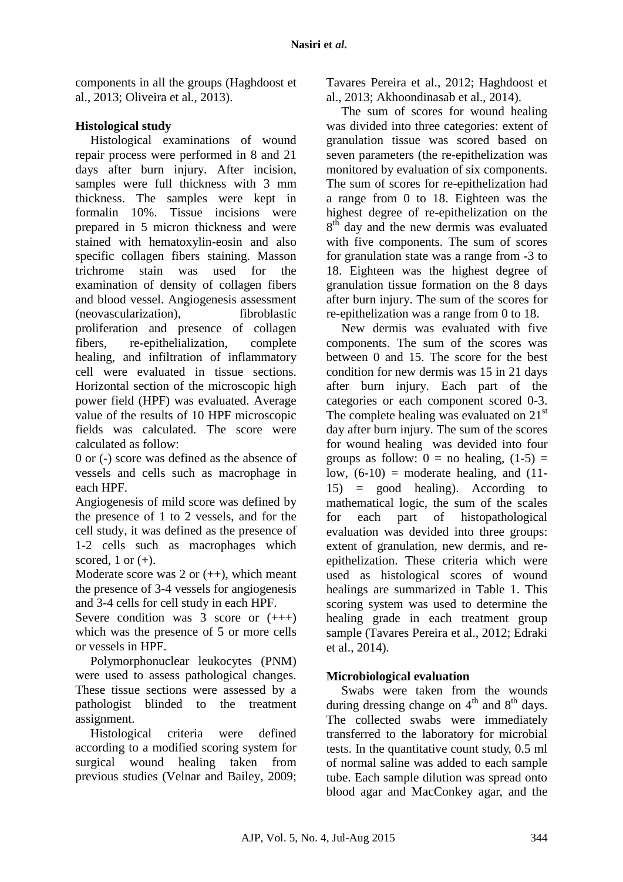components in all the groups (Haghdoost et al., 2013; Oliveira et al., 2013).

### Histological study

Histological examinations of wound repair process were performed in 8 and 21 days after burn injury. After incision, samples were full thickness with 3 mm thickness. The samples were kept in formalin 10%. Tissue incisions were prepared in 5 micron thickness and were stained with hematoxylin-eosin and also specific collagen fibers staining. Masson trichrome stain was used for the examination of density of collagen fibers and blood vessel. Angiogenesis assessment (neovascularization), fibroblastic proliferation and presence of collagen fibers, re-epithelialization, complete healing, and infiltration of inflammatory cell were evaluated in tissue sections. Horizontal section of the microscopic high power field (HPF) was evaluated. Average value of the results of 10 HPF microscopic fields was calculated. The score were calculated as follow:

0 or (-) score was defined as the absence of vessels and cells such as macrophage in each HPF.

Angiogenesis of mild score was defined by the presence of 1 to 2 vessels, and for the cell study, it was defined as the presence of 1-2 cells such as macrophages which scored, 1 or (+).

Moderate score was 2 or (++), which meant the presence of 3-4 vessels for angiogenesis and 3-4 cells for cell study in each HPF.

Severe condition was 3 score or (+++) which was the presence of 5 or more cells or vessels in HPF.

Polymorphonuclear leukocytes (PNM) were used to assess pathological changes. These tissue sections were assessed by a pathologist blinded to the treatment assignment.

Histological criteria were defined according to a modified scoring system for surgical wound healing taken from previous studies (Velnar and Bailey, 2009; Tavares Pereira et al., 2012; Haghdoost et al., 2013; Akhoondinasab et al., 2014).

The sum of scores for wound healing was divided into three categories: extent of granulation tissue was scored based on seven parameters (the re-epithelization was monitored by evaluation of six components. The sum of scores for re-epithelization had a range from 0 to 18. Eighteen was the highest degree of re-epithelization on the 8th day and the new dermis was evaluated with five components. The sum of scores for granulation state was a range from -3 to 18. Eighteen was the highest degree of granulation tissue formation on the 8 days after burn injury. The sum of the scores for re-epithelization was a range from 0 to 18.

New dermis was evaluated with five components. The sum of the scores was between 0 and 15. The score for the best condition for new dermis was 15 in 21 days after burn injury. Each part of the categories or each component scored 0-3. The complete healing was evaluated on 21st day after burn injury. The sum of the scores for wound healing was devided into four groups as follow: 0 = no healing, (1-5) = low, (6-10) = moderate healing, and (11-15) = good healing). According to mathematical logic, the sum of the scales for each part of histopathological evaluation was devided into three groups: extent of granulation, new dermis, and re-epithelization. These criteria which were used as histological scores of wound healings are summarized in Table 1. This scoring system was used to determine the healing grade in each treatment group sample (Tavares Pereira et al., 2012; Edraki et al., 2014).

### Microbiological evaluation

Swabs were taken from the wounds during dressing change on 4th and 8th days. The collected swabs were immediately transferred to the laboratory for microbial tests. In the quantitative count study, 0.5 ml of normal saline was added to each sample tube. Each sample dilution was spread onto blood agar and MacConkey agar, and the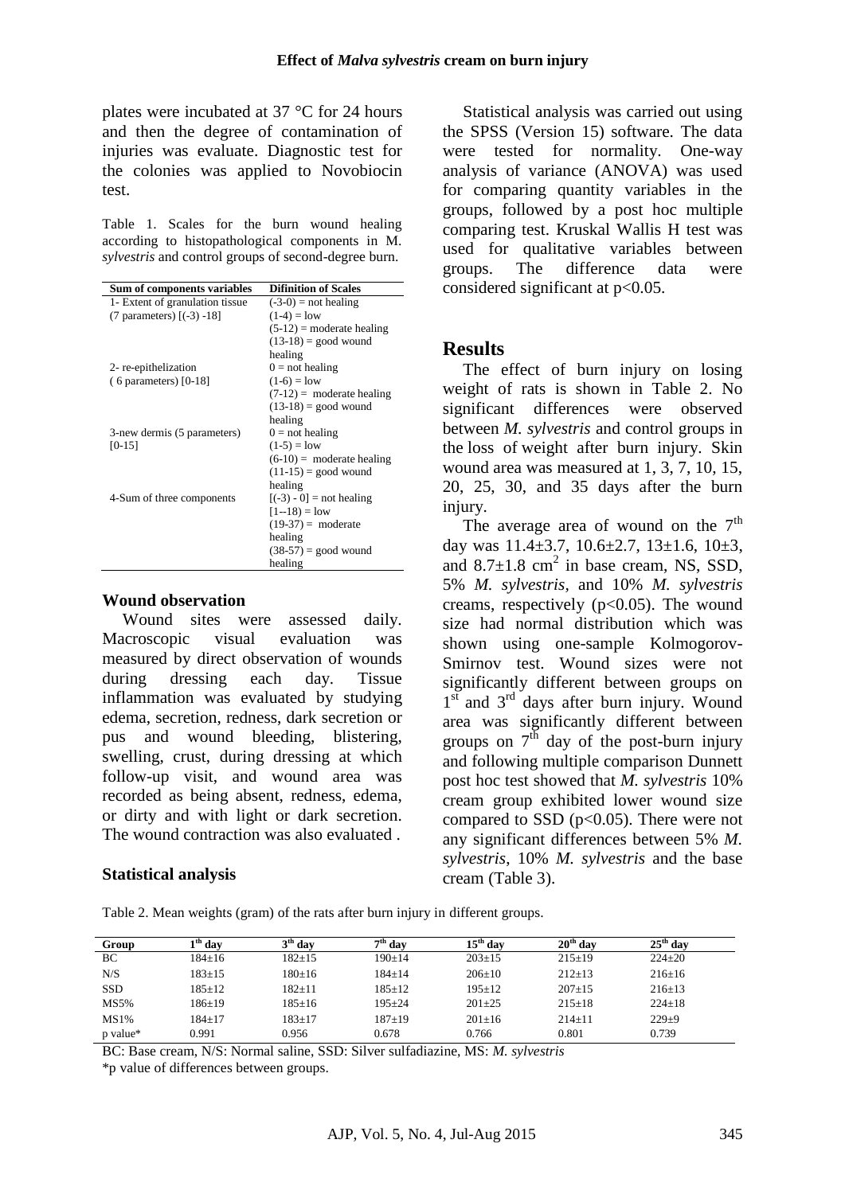plates were incubated at 37 °C for 24 hours and then the degree of contamination of injuries was evaluate. Diagnostic test for the colonies was applied to Novobiocin test.

Table 1. Scales for the burn wound healing according to histopathological components in M. *sylvestris* and control groups of second-degree burn.

| Sum of components variables | Difinition of Scales |
|---|---|
| 1- Extent of granulation tissue (7 parameters) [(-3) -18] | (-3-0) = not healing<br>(1-4) = low<br>(5-12) = moderate healing<br>(13-18) = good wound healing |
| 2- re-epithelization ( 6 parameters) [0-18] | 0 = not healing<br>(1-6) = low<br>(7-12) = moderate healing<br>(13-18) = good wound healing |
| 3-new dermis (5 parameters) [0-15] | 0 = not healing<br>(1-5) = low<br>(6-10) = moderate healing<br>(11-15) = good wound healing |
| 4-Sum of three components | [(-3) - 0] = not healing<br>[1--18) = low<br>(19-37) = moderate healing<br>(38-57) = good wound healing |

### Wound observation

Wound sites were assessed daily. Macroscopic visual evaluation was measured by direct observation of wounds during dressing each day. Tissue inflammation was evaluated by studying edema, secretion, redness, dark secretion or pus and wound bleeding, blistering, swelling, crust, during dressing at which follow-up visit, and wound area was recorded as being absent, redness, edema, or dirty and with light or dark secretion. The wound contraction was also evaluated .

### Statistical analysis

Statistical analysis was carried out using the SPSS (Version 15) software. The data were tested for normality. One-way analysis of variance (ANOVA) was used for comparing quantity variables in the groups, followed by a post hoc multiple comparing test. Kruskal Wallis H test was used for qualitative variables between groups. The difference data were considered significant at $p<0.05$.

## Results

The effect of burn injury on losing weight of rats is shown in Table 2. No significant differences were observed between *M. sylvestris* and control groups in the loss of weight after burn injury. Skin wound area was measured at 1, 3, 7, 10, 15, 20, 25, 30, and 35 days after the burn injury.

The average area of wound on the $7^{th}$ day was 11.4±3.7, 10.6±2.7, 13±1.6, 10±3, and 8.7±1.8 $cm^2$ in base cream, NS, SSD, 5% *M. sylvestris*, and 10% *M. sylvestris* creams, respectively ($p<0.05$). The wound size had normal distribution which was shown using one-sample Kolmogorov-Smirnov test. Wound sizes were not significantly different between groups on $1^{st}$ and $3^{rd}$ days after burn injury. Wound area was significantly different between groups on $7^{th}$ day of the post-burn injury and following multiple comparison Dunnett post hoc test showed that *M. sylvestris* 10% cream group exhibited lower wound size compared to SSD ($p<0.05$). There were not any significant differences between 5% *M. sylvestris*, 10% *M. sylvestris* and the base cream (Table 3).

Table 2. Mean weights (gram) of the rats after burn injury in different groups.

| Group | $1^{th}$ day | $3^{th}$ day | $7^{th}$ day | $15^{th}$ day | $20^{th}$ day | $25^{th}$ day |
|---|---|---|---|---|---|---|
| BC | 184±16 | 182±15 | 190±14 | 203±15 | 215±19 | 224±20 |
| N/S | 183±15 | 180±16 | 184±14 | 206±10 | 212±13 | 216±16 |
| SSD | 185±12 | 182±11 | 185±12 | 195±12 | 207±15 | 216±13 |
| MS5% | 186±19 | 185±16 | 195±24 | 201±25 | 215±18 | 224±18 |
| MS1% | 184±17 | 183±17 | 187±19 | 201±16 | 214±11 | 229±9 |
| p value* | 0.991 | 0.956 | 0.678 | 0.766 | 0.801 | 0.739 |

BC: Base cream, N/S: Normal saline, SSD: Silver sulfadiazine, MS: *M. sylvestris*

*p value of differences between groups.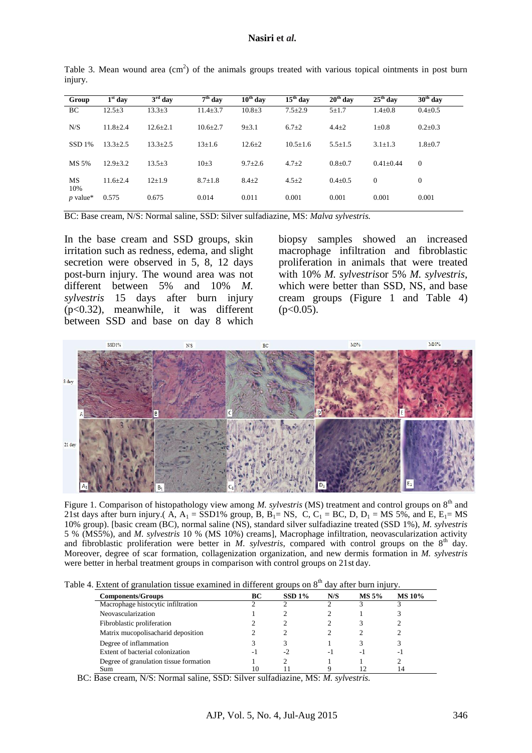Table 3. Mean wound area ($cm^2$) of the animals groups treated with various topical ointments in post burn injury.

| Group | $1^{st}$ day | $3^{rd}$ day | $7^{th}$ day | $10^{th}$ day | $15^{th}$ day | $20^{th}$ day | $25^{th}$ day | $30^{th}$ day |
|---|---|---|---|---|---|---|---|---|
| BC | 12.5±3 | 13.3±3 | 11.4±3.7 | 10.8±3 | 7.5±2.9 | 5±1.7 | 1.4±0.8 | 0.4±0.5 |
| N/S | 11.8±2.4 | 12.6±2.1 | 10.6±2.7 | 9±3.1 | 6.7±2 | 4.4±2 | 1±0.8 | 0.2±0.3 |
| SSD 1% | 13.3±2.5 | 13.3±2.5 | 13±1.6 | 12.6±2 | 10.5±1.6 | 5.5±1.5 | 3.1±1.3 | 1.8±0.7 |
| MS 5% | 12.9±3.2 | 13.5±3 | 10±3 | 9.7±2.6 | 4.7±2 | 0.8±0.7 | 0.41±0.44 | 0 |
| MS 10% | 11.6±2.4 | 12±1.9 | 8.7±1.8 | 8.4±2 | 4.5±2 | 0.4±0.5 | 0 | 0 |
| *p* value* | 0.575 | 0.675 | 0.014 | 0.011 | 0.001 | 0.001 | 0.001 | 0.001 |

BC: Base cream, N/S: Normal saline, SSD: Silver sulfadiazine, MS: *Malva sylvestris.*

In the base cream and SSD groups, skin irritation such as redness, edema, and slight secretion were observed in 5, 8, 12 days post-burn injury. The wound area was not different between 5% and 10% *M. sylvestris* 15 days after burn injury ($p<0.32$), meanwhile, it was different between SSD and base on day 8 which biopsy samples showed an increased macrophage infiltration and fibroblastic proliferation in animals that were treated with 10% *M. sylvestris*or 5% *M. sylvestris*, which were better than SSD, NS, and base cream groups (Figure 1 and Table 4) ($p<0.05$).

Figure 1. Comparison of histopathology view among *M. sylvestris* (MS) treatment and control groups on $8^{th}$ and 21st days after burn injury.( A, $A_1$ = SSD1% group, B, $B_1$= NS, C, $C_1$ = BC, D, $D_1$ = MS 5%, and E, $E_1$= MS 10% group). [basic cream (BC), normal saline (NS), standard silver sulfadiazine treated (SSD 1%), *M. sylvestris* 5 % (MS5%), and *M. sylvestris* 10 % (MS 10%) creams], Macrophage infiltration, neovascularization activity and fibroblastic proliferation were better in *M. sylvestris*, compared with control groups on the $8^{th}$ day. Moreover, degree of scar formation, collagenization organization, and new dermis formation in *M. sylvestris* were better in herbal treatment groups in comparison with control groups on 21st day.

Table 4. Extent of granulation tissue examined in different groups on $8^{th}$ day after burn injury.

| Components/Groups | BC | SSD 1% | N/S | MS 5% | MS 10% |
|---|---|---|---|---|---|
| Macrophage histocytic infiltration | 2 | 2 | 2 | 3 | 3 |
| Neovascularization | 1 | 2 | 2 | 1 | 3 |
| Fibroblastic proliferation | 2 | 2 | 2 | 3 | 2 |
| Matrix mucopolisacharid deposition | 2 | 2 | 2 | 2 | 2 |
| Degree of inflammation | 3 | 3 | 1 | 3 | 3 |
| Extent of bacterial colonization | -1 | -2 | -1 | -1 | -1 |
| Degree of granulation tissue formation | 1 | 2 | 1 | 1 | 2 |
| Sum | 10 | 11 | 9 | 12 | 14 |

BC: Base cream, N/S: Normal saline, SSD: Silver sulfadiazine, MS: *M. sylvestris.*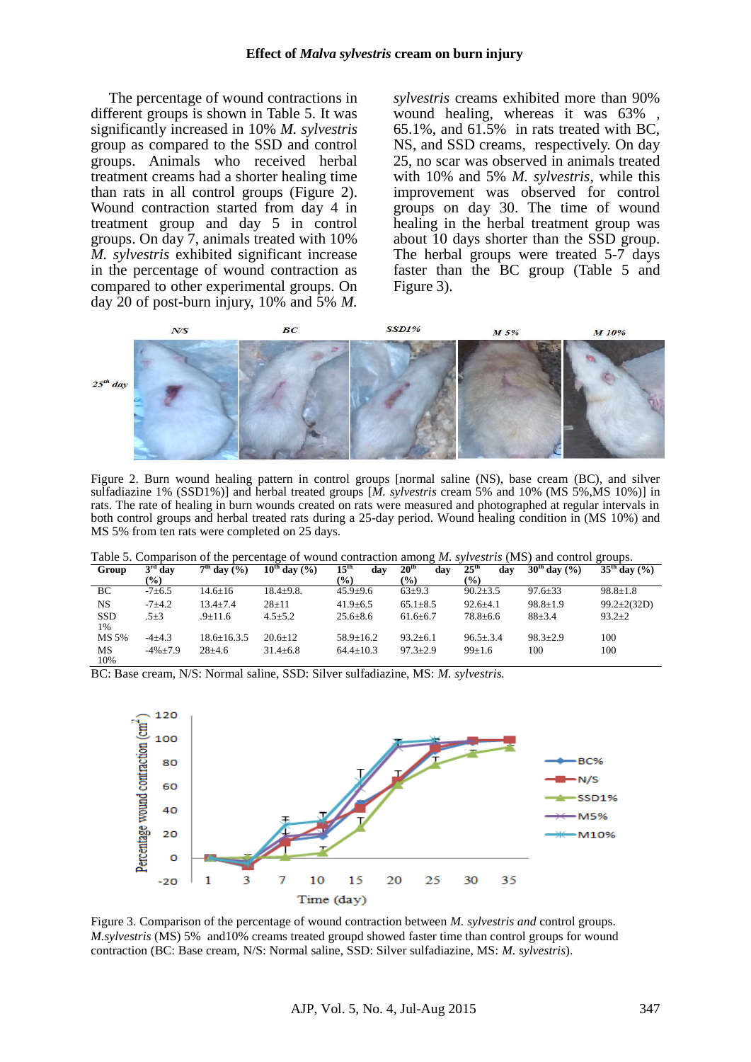The percentage of wound contractions in different groups is shown in Table 5. It was significantly increased in 10% *M. sylvestris* group as compared to the SSD and control groups. Animals who received herbal treatment creams had a shorter healing time than rats in all control groups (Figure 2). Wound contraction started from day 4 in treatment group and day 5 in control groups. On day 7, animals treated with 10% *M. sylvestris* exhibited significant increase in the percentage of wound contraction as compared to other experimental groups. On day 20 of post-burn injury, 10% and 5% *M. sylvestris* creams exhibited more than 90% wound healing, whereas it was 63% , 65.1%, and 61.5% in rats treated with BC, NS, and SSD creams, respectively. On day 25, no scar was observed in animals treated with 10% and 5% *M. sylvestris*, while this improvement was observed for control groups on day 30. The time of wound healing in the herbal treatment group was about 10 days shorter than the SSD group. The herbal groups were treated 5-7 days faster than the BC group (Table 5 and Figure 3).

Figure 2. Burn wound healing pattern in control groups [normal saline (NS), base cream (BC), and silver sulfadiazine 1% (SSD1%)] and herbal treated groups [*M. sylvestris* cream 5% and 10% (MS 5%,MS 10%)] in rats. The rate of healing in burn wounds created on rats were measured and photographed at regular intervals in both control groups and herbal treated rats during a 25-day period. Wound healing condition in (MS 10%) and MS 5% from ten rats were completed on 25 days.

Table 5. Comparison of the percentage of wound contraction among *M. sylvestris* (MS) and control groups.

| Group | 3rd day (%) | 7th day (%) | 10th day (%) | 15th day (%) | 20th day (%) | 25th day (%) | 30th day (%) | 35th day (%) |
|---|---|---|---|---|---|---|---|---|
| BC | -7±6.5 | 14.6±16 | 18.4±9.8. | 45.9±9.6 | 63±9.3 | 90.2±3.5 | 97.6±33 | 98.8±1.8 |
| NS | -7±4.2 | 13.4±7.4 | 28±11 | 41.9±6.5 | 65.1±8.5 | 92.6±4.1 | 98.8±1.9 | 99.2±2(32D) |
| SSD 1% | .5±3 | .9±11.6 | 4.5±5.2 | 25.6±8.6 | 61.6±6.7 | 78.8±6.6 | 88±3.4 | 93.2±2 |
| MS 5% | -4±4.3 | 18.6±16.3.5 | 20.6±12 | 58.9±16.2 | 93.2±6.1 | 96.5±3.4 | 98.3±2.9 | 100 |
| MS 10% | -4%±7.9 | 28±4.6 | 31.4±6.8 | 64.4±10.3 | 97.3±2.9 | 99±1.6 | 100 | 100 |

BC: Base cream, N/S: Normal saline, SSD: Silver sulfadiazine, MS: *M. sylvestris.*

Figure 3. Comparison of the percentage of wound contraction between *M. sylvestris and* control groups. *M.sylvestris* (MS) 5% and10% creams treated groupd showed faster time than control groups for wound contraction (BC: Base cream, N/S: Normal saline, SSD: Silver sulfadiazine, MS: *M. sylvestris*).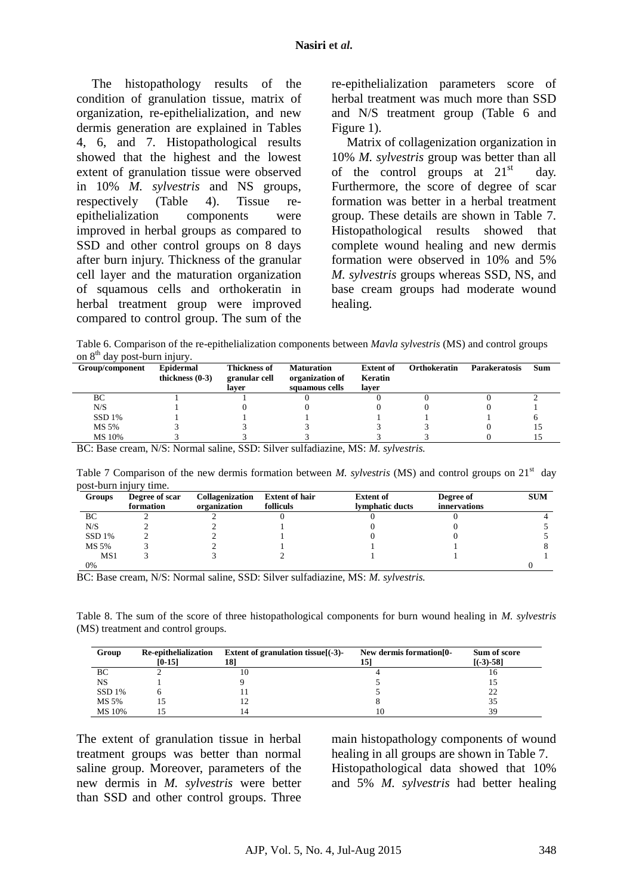The histopathology results of the condition of granulation tissue, matrix of organization, re-epithelialization, and new dermis generation are explained in Tables 4, 6, and 7. Histopathological results showed that the highest and the lowest extent of granulation tissue were observed in 10% *M. sylvestris* and NS groups, respectively (Table 4). Tissue re-epithelialization components were improved in herbal groups as compared to SSD and other control groups on 8 days after burn injury. Thickness of the granular cell layer and the maturation organization of squamous cells and orthokeratin in herbal treatment group were improved compared to control group. The sum of the re-epithelialization parameters score of herbal treatment was much more than SSD and N/S treatment group (Table 6 and Figure 1).

Matrix of collagenization organization in 10% *M. sylvestris* group was better than all of the control groups at 21st day. Furthermore, the score of degree of scar formation was better in a herbal treatment group. These details are shown in Table 7. Histopathological results showed that complete wound healing and new dermis formation were observed in 10% and 5% *M. sylvestris* groups whereas SSD, NS, and base cream groups had moderate wound healing.

Table 6. Comparison of the re-epithelialization components between *Mavla sylvestris* (MS) and control groups on 8th day post-burn injury.

| Group/component | Epidermal thickness (0-3) | Thickness of granular cell layer | Maturation organization of squamous cells | Extent of Keratin layer | Orthokeratin | Parakeratosis | Sum |
|---|---|---|---|---|---|---|---|
| BC | 1 | 1 | 0 | 0 | 0 | 0 | 2 |
| N/S | 1 | 0 | 0 | 0 | 0 | 0 | 1 |
| SSD 1% | 1 | 1 | 1 | 1 | 1 | 1 | 6 |
| MS 5% | 3 | 3 | 3 | 3 | 3 | 0 | 15 |
| MS 10% | 3 | 3 | 3 | 3 | 3 | 0 | 15 |

BC: Base cream, N/S: Normal saline, SSD: Silver sulfadiazine, MS: *M. sylvestris.*

Table 7 Comparison of the new dermis formation between *M. sylvestris* (MS) and control groups on 21st day post-burn injury time.

| Groups | Degree of scar formation | Collagenization organization | Extent of hair folliculs | Extent of lymphatic ducts | Degree of innervations | SUM |
|---|---|---|---|---|---|---|
| BC | 2 | 2 | 0 | 0 | 0 | 4 |
| N/S | 2 | 2 | 1 | 0 | 0 | 5 |
| SSD 1% | 2 | 2 | 1 | 0 | 0 | 5 |
| MS 5% | 3 | 2 | 1 | 1 | 1 | 8 |
| MS1 0% | 3 | 3 | 2 | 1 | 1 | 1 0 |

BC: Base cream, N/S: Normal saline, SSD: Silver sulfadiazine, MS: *M. sylvestris.*

Table 8. The sum of the score of three histopathological components for burn wound healing in *M. sylvestris* (MS) treatment and control groups.

| Group | Re-epithelialization [0-15] | Extent of granulation tissue[(-3)-18] | New dermis formation[0-15] | Sum of score [(-3)-58] |
|---|---|---|---|---|
| BC | 2 | 10 | 4 | 16 |
| NS | 1 | 9 | 5 | 15 |
| SSD 1% | 6 | 11 | 5 | 22 |
| MS 5% | 15 | 12 | 8 | 35 |
| MS 10% | 15 | 14 | 10 | 39 |

The extent of granulation tissue in herbal treatment groups was better than normal saline group. Moreover, parameters of the new dermis in *M. sylvestris* were better than SSD and other control groups. Three main histopathology components of wound healing in all groups are shown in Table 7. Histopathological data showed that 10% and 5% *M. sylvestris* had better healing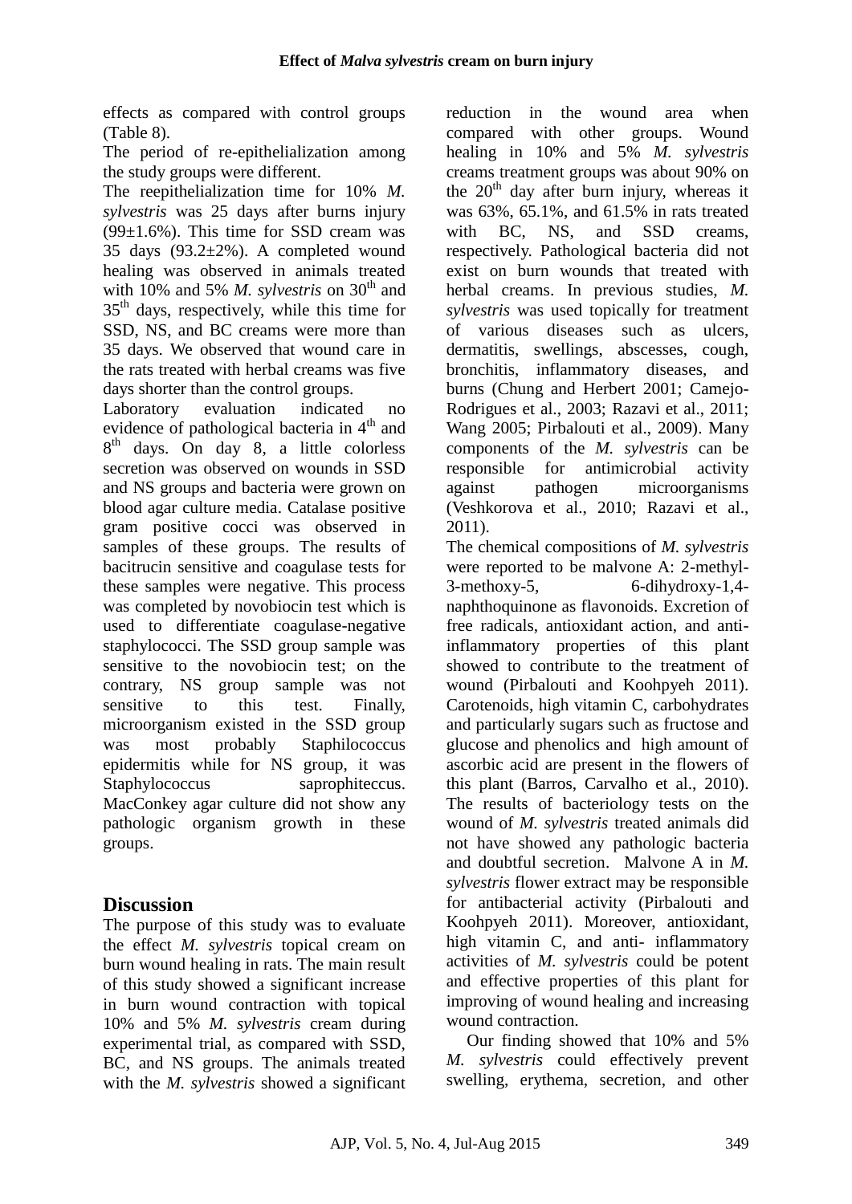effects as compared with control groups (Table 8).

The period of re-epithelialization among the study groups were different.

The reepithelialization time for 10% *M. sylvestris* was 25 days after burns injury (99±1.6%). This time for SSD cream was 35 days (93.2±2%). A completed wound healing was observed in animals treated with 10% and 5% *M. sylvestris* on 30th and 35th days, respectively, while this time for SSD, NS, and BC creams were more than 35 days. We observed that wound care in the rats treated with herbal creams was five days shorter than the control groups.

Laboratory evaluation indicated no evidence of pathological bacteria in 4th and 8th days. On day 8, a little colorless secretion was observed on wounds in SSD and NS groups and bacteria were grown on blood agar culture media. Catalase positive gram positive cocci was observed in samples of these groups. The results of bacitrucin sensitive and coagulase tests for these samples were negative. This process was completed by novobiocin test which is used to differentiate coagulase-negative staphylococci. The SSD group sample was sensitive to the novobiocin test; on the contrary, NS group sample was not sensitive to this test. Finally, microorganism existed in the SSD group was most probably Staphilococcus epidermitis while for NS group, it was Staphylococcus saprophiteccus. MacConkey agar culture did not show any pathologic organism growth in these groups.

## Discussion

The purpose of this study was to evaluate the effect *M. sylvestris* topical cream on burn wound healing in rats. The main result of this study showed a significant increase in burn wound contraction with topical 10% and 5% *M. sylvestris* cream during experimental trial, as compared with SSD, BC, and NS groups. The animals treated with the *M. sylvestris* showed a significant reduction in the wound area when compared with other groups. Wound healing in 10% and 5% *M. sylvestris* creams treatment groups was about 90% on the 20th day after burn injury, whereas it was 63%, 65.1%, and 61.5% in rats treated with BC, NS, and SSD creams, respectively. Pathological bacteria did not exist on burn wounds that treated with herbal creams. In previous studies, *M. sylvestris* was used topically for treatment of various diseases such as ulcers, dermatitis, swellings, abscesses, cough, bronchitis, inflammatory diseases, and burns (Chung and Herbert 2001; Camejo-Rodrigues et al., 2003; Razavi et al., 2011; Wang 2005; Pirbalouti et al., 2009). Many components of the *M. sylvestris* can be responsible for antimicrobial activity against pathogen microorganisms (Veshkorova et al., 2010; Razavi et al., 2011).

The chemical compositions of *M. sylvestris* were reported to be malvone A: 2-methyl-3-methoxy-5, 6-dihydroxy-1,4-naphthoquinone as flavonoids. Excretion of free radicals, antioxidant action, and anti-inflammatory properties of this plant showed to contribute to the treatment of wound (Pirbalouti and Koohpyeh 2011). Carotenoids, high vitamin C, carbohydrates and particularly sugars such as fructose and glucose and phenolics and high amount of ascorbic acid are present in the flowers of this plant (Barros, Carvalho et al., 2010). The results of bacteriology tests on the wound of *M. sylvestris* treated animals did not have showed any pathologic bacteria and doubtful secretion. Malvone A in *M. sylvestris* flower extract may be responsible for antibacterial activity (Pirbalouti and Koohpyeh 2011). Moreover, antioxidant, high vitamin C, and anti- inflammatory activities of *M. sylvestris* could be potent and effective properties of this plant for improving of wound healing and increasing wound contraction.

Our finding showed that 10% and 5% *M. sylvestris* could effectively prevent swelling, erythema, secretion, and other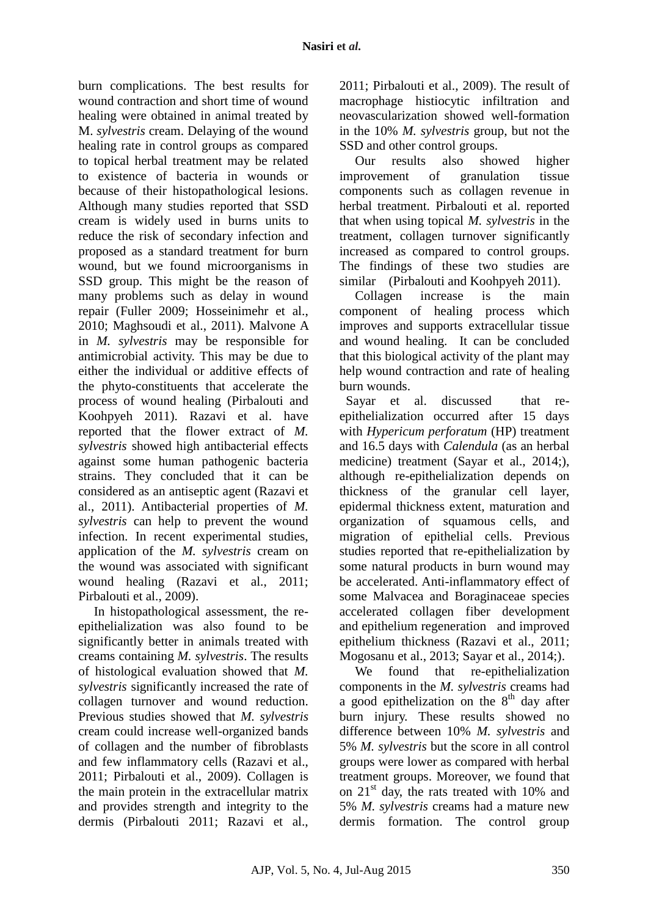burn complications. The best results for wound contraction and short time of wound healing were obtained in animal treated by M. *sylvestris* cream. Delaying of the wound healing rate in control groups as compared to topical herbal treatment may be related to existence of bacteria in wounds or because of their histopathological lesions. Although many studies reported that SSD cream is widely used in burns units to reduce the risk of secondary infection and proposed as a standard treatment for burn wound, but we found microorganisms in SSD group. This might be the reason of many problems such as delay in wound repair (Fuller 2009; Hosseinimehr et al., 2010; Maghsoudi et al., 2011). Malvone A in *M. sylvestris* may be responsible for antimicrobial activity. This may be due to either the individual or additive effects of the phyto-constituents that accelerate the process of wound healing (Pirbalouti and Koohpyeh 2011). Razavi et al. have reported that the flower extract of *M. sylvestris* showed high antibacterial effects against some human pathogenic bacteria strains. They concluded that it can be considered as an antiseptic agent (Razavi et al., 2011). Antibacterial properties of *M. sylvestris* can help to prevent the wound infection. In recent experimental studies, application of the *M. sylvestris* cream on the wound was associated with significant wound healing (Razavi et al., 2011; Pirbalouti et al., 2009).

In histopathological assessment, the re-epithelialization was also found to be significantly better in animals treated with creams containing *M. sylvestris*. The results of histological evaluation showed that *M. sylvestris* significantly increased the rate of collagen turnover and wound reduction. Previous studies showed that *M. sylvestris* cream could increase well-organized bands of collagen and the number of fibroblasts and few inflammatory cells (Razavi et al., 2011; Pirbalouti et al., 2009). Collagen is the main protein in the extracellular matrix and provides strength and integrity to the dermis (Pirbalouti 2011; Razavi et al., 2011; Pirbalouti et al., 2009). The result of macrophage histiocytic infiltration and neovascularization showed well-formation in the 10% *M. sylvestris* group, but not the SSD and other control groups.

Our results also showed higher improvement of granulation tissue components such as collagen revenue in herbal treatment. Pirbalouti et al. reported that when using topical *M. sylvestris* in the treatment, collagen turnover significantly increased as compared to control groups. The findings of these two studies are similar (Pirbalouti and Koohpyeh 2011).

Collagen increase is the main component of healing process which improves and supports extracellular tissue and wound healing. It can be concluded that this biological activity of the plant may help wound contraction and rate of healing burn wounds.

Sayar et al. discussed that re-epithelialization occurred after 15 days with *Hypericum perforatum* (HP) treatment and 16.5 days with *Calendula* (as an herbal medicine) treatment (Sayar et al., 2014;), although re-epithelialization depends on thickness of the granular cell layer, epidermal thickness extent, maturation and organization of squamous cells, and migration of epithelial cells. Previous studies reported that re-epithelialization by some natural products in burn wound may be accelerated. Anti-inflammatory effect of some Malvacea and Boraginaceae species accelerated collagen fiber development and epithelium regeneration and improved epithelium thickness (Razavi et al., 2011; Mogosanu et al., 2013; Sayar et al., 2014;).

We found that re-epithelialization components in the *M. sylvestris* creams had a good epithelization on the 8th day after burn injury. These results showed no difference between 10% *M. sylvestris* and 5% *M. sylvestris* but the score in all control groups were lower as compared with herbal treatment groups. Moreover, we found that on 21st day, the rats treated with 10% and 5% *M. sylvestris* creams had a mature new dermis formation. The control group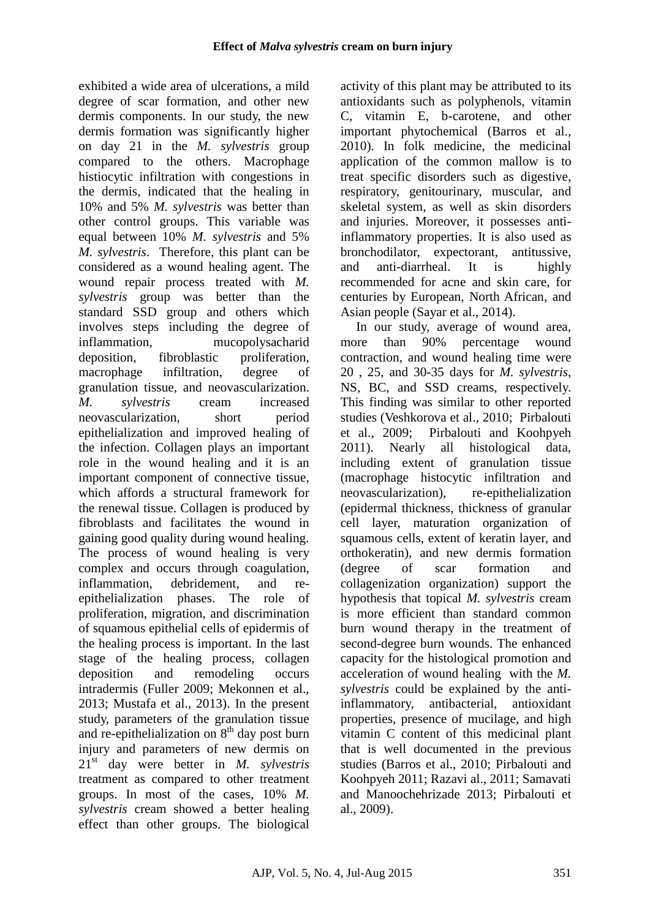exhibited a wide area of ulcerations, a mild degree of scar formation, and other new dermis components. In our study, the new dermis formation was significantly higher on day 21 in the *M. sylvestris* group compared to the others. Macrophage histiocytic infiltration with congestions in the dermis, indicated that the healing in 10% and 5% *M. sylvestris* was better than other control groups. This variable was equal between 10% *M. sylvestris* and 5% *M. sylvestris*. Therefore, this plant can be considered as a wound healing agent. The wound repair process treated with *M. sylvestris* group was better than the standard SSD group and others which involves steps including the degree of inflammation, mucopolysacharid deposition, fibroblastic proliferation, macrophage infiltration, degree of granulation tissue, and neovascularization. *M. sylvestris* cream increased neovascularization, short period epithelialization and improved healing of the infection. Collagen plays an important role in the wound healing and it is an important component of connective tissue, which affords a structural framework for the renewal tissue. Collagen is produced by fibroblasts and facilitates the wound in gaining good quality during wound healing. The process of wound healing is very complex and occurs through coagulation, inflammation, debridement, and re-epithelialization phases. The role of proliferation, migration, and discrimination of squamous epithelial cells of epidermis of the healing process is important. In the last stage of the healing process, collagen deposition and remodeling occurs intradermis (Fuller 2009; Mekonnen et al., 2013; Mustafa et al., 2013). In the present study, parameters of the granulation tissue and re-epithelialization on 8th day post burn injury and parameters of new dermis on 21st day were better in *M. sylvestris* treatment as compared to other treatment groups. In most of the cases, 10% *M. sylvestris* cream showed a better healing effect than other groups. The biological activity of this plant may be attributed to its antioxidants such as polyphenols, vitamin C, vitamin E, b-carotene, and other important phytochemical (Barros et al., 2010). In folk medicine, the medicinal application of the common mallow is to treat specific disorders such as digestive, respiratory, genitourinary, muscular, and skeletal system, as well as skin disorders and injuries. Moreover, it possesses anti-inflammatory properties. It is also used as bronchodilator, expectorant, antitussive, and anti-diarrheal. It is highly recommended for acne and skin care, for centuries by European, North African, and Asian people (Sayar et al., 2014).

In our study, average of wound area, more than 90% percentage wound contraction, and wound healing time were 20 , 25, and 30-35 days for *M. sylvestris*, NS, BC, and SSD creams, respectively. This finding was similar to other reported studies (Veshkorova et al., 2010; Pirbalouti et al., 2009; Pirbalouti and Koohpyeh 2011). Nearly all histological data, including extent of granulation tissue (macrophage histocytic infiltration and neovascularization), re-epithelialization (epidermal thickness, thickness of granular cell layer, maturation organization of squamous cells, extent of keratin layer, and orthokeratin), and new dermis formation (degree of scar formation and collagenization organization) support the hypothesis that topical *M. sylvestris* cream is more efficient than standard common burn wound therapy in the treatment of second-degree burn wounds. The enhanced capacity for the histological promotion and acceleration of wound healing with the *M. sylvestris* could be explained by the anti-inflammatory, antibacterial, antioxidant properties, presence of mucilage, and high vitamin C content of this medicinal plant that is well documented in the previous studies (Barros et al., 2010; Pirbalouti and Koohpyeh 2011; Razavi al., 2011; Samavati and Manoochehrizade 2013; Pirbalouti et al., 2009).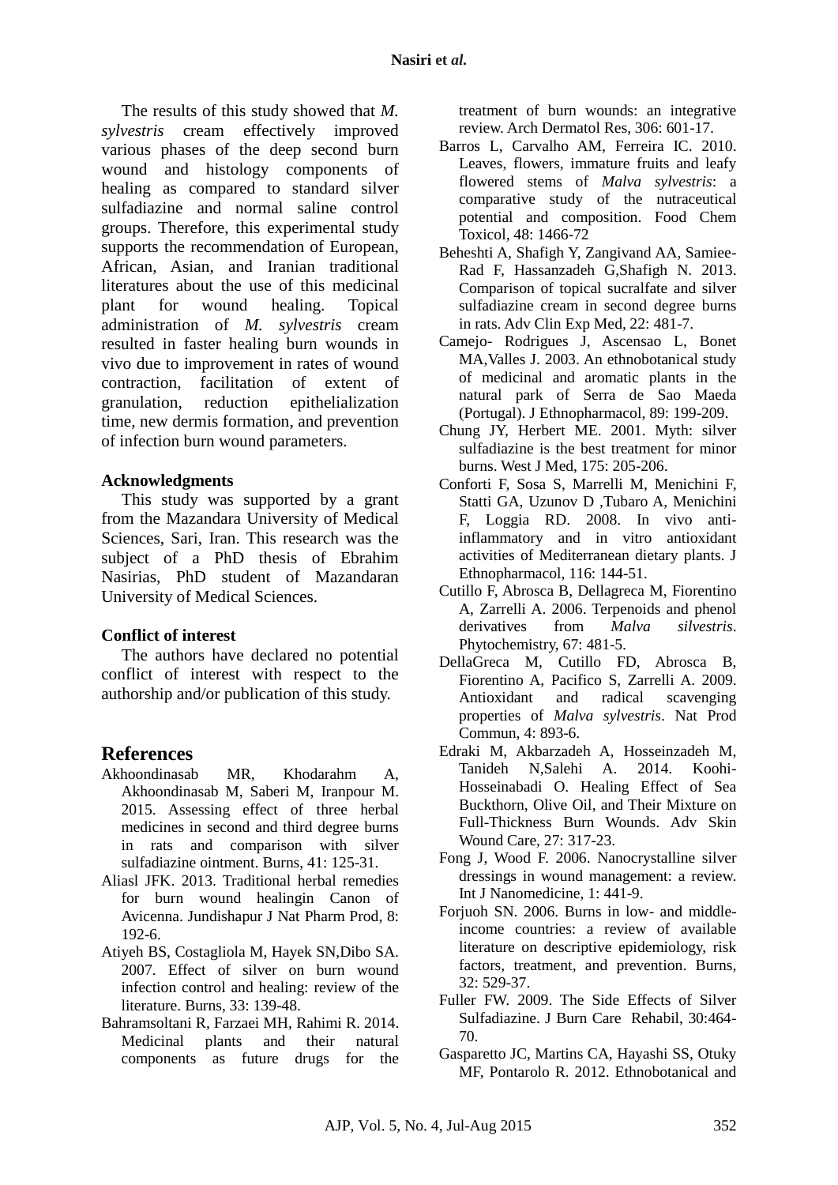The results of this study showed that *M. sylvestris* cream effectively improved various phases of the deep second burn wound and histology components of healing as compared to standard silver sulfadiazine and normal saline control groups. Therefore, this experimental study supports the recommendation of European, African, Asian, and Iranian traditional literatures about the use of this medicinal plant for wound healing. Topical administration of *M. sylvestris* cream resulted in faster healing burn wounds in vivo due to improvement in rates of wound contraction, facilitation of extent of granulation, reduction epithelialization time, new dermis formation, and prevention of infection burn wound parameters.

**Acknowledgments**

This study was supported by a grant from the Mazandara University of Medical Sciences, Sari, Iran. This research was the subject of a PhD thesis of Ebrahim Nasirias, PhD student of Mazandaran University of Medical Sciences.

**Conflict of interest**

The authors have declared no potential conflict of interest with respect to the authorship and/or publication of this study.

## References

Akhoondinasab MR, Khodarahm A, Akhoondinasab M, Saberi M, Iranpour M. 2015. Assessing effect of three herbal medicines in second and third degree burns in rats and comparison with silver sulfadiazine ointment. Burns, 41: 125-31.

Aliasl JFK. 2013. Traditional herbal remedies for burn wound healingin Canon of Avicenna. Jundishapur J Nat Pharm Prod, 8: 192-6.

Atiyeh BS, Costagliola M, Hayek SN,Dibo SA. 2007. Effect of silver on burn wound infection control and healing: review of the literature. Burns, 33: 139-48.

Bahramsoltani R, Farzaei MH, Rahimi R. 2014. Medicinal plants and their natural components as future drugs for the treatment of burn wounds: an integrative review. Arch Dermatol Res, 306: 601-17.

Barros L, Carvalho AM, Ferreira IC. 2010. Leaves, flowers, immature fruits and leafy flowered stems of *Malva sylvestris*: a comparative study of the nutraceutical potential and composition. Food Chem Toxicol, 48: 1466-72

Beheshti A, Shafigh Y, Zangivand AA, Samiee-Rad F, Hassanzadeh G,Shafigh N. 2013. Comparison of topical sucralfate and silver sulfadiazine cream in second degree burns in rats. Adv Clin Exp Med, 22: 481-7.

Camejo- Rodrigues J, Ascensao L, Bonet MA,Valles J. 2003. An ethnobotanical study of medicinal and aromatic plants in the natural park of Serra de Sao Maeda (Portugal). J Ethnopharmacol, 89: 199-209.

Chung JY, Herbert ME. 2001. Myth: silver sulfadiazine is the best treatment for minor burns. West J Med, 175: 205-206.

Conforti F, Sosa S, Marrelli M, Menichini F, Statti GA, Uzunov D ,Tubaro A, Menichini F, Loggia RD. 2008. In vivo anti-inflammatory and in vitro antioxidant activities of Mediterranean dietary plants. J Ethnopharmacol, 116: 144-51.

Cutillo F, Abrosca B, Dellagreca M, Fiorentino A, Zarrelli A. 2006. Terpenoids and phenol derivatives from *Malva silvestris*. Phytochemistry, 67: 481-5.

DellaGreca M, Cutillo FD, Abrosca B, Fiorentino A, Pacifico S, Zarrelli A. 2009. Antioxidant and radical scavenging properties of *Malva sylvestris*. Nat Prod Commun, 4: 893-6.

Edraki M, Akbarzadeh A, Hosseinzadeh M, Tanideh N,Salehi A. 2014. Koohi-Hosseinabadi O. Healing Effect of Sea Buckthorn, Olive Oil, and Their Mixture on Full-Thickness Burn Wounds. Adv Skin Wound Care, 27: 317-23.

Fong J, Wood F. 2006. Nanocrystalline silver dressings in wound management: a review. Int J Nanomedicine, 1: 441-9.

Forjuoh SN. 2006. Burns in low- and middle-income countries: a review of available literature on descriptive epidemiology, risk factors, treatment, and prevention. Burns, 32: 529-37.

Fuller FW. 2009. The Side Effects of Silver Sulfadiazine. J Burn Care Rehabil, 30:464-70.

Gasparetto JC, Martins CA, Hayashi SS, Otuky MF, Pontarolo R. 2012. Ethnobotanical and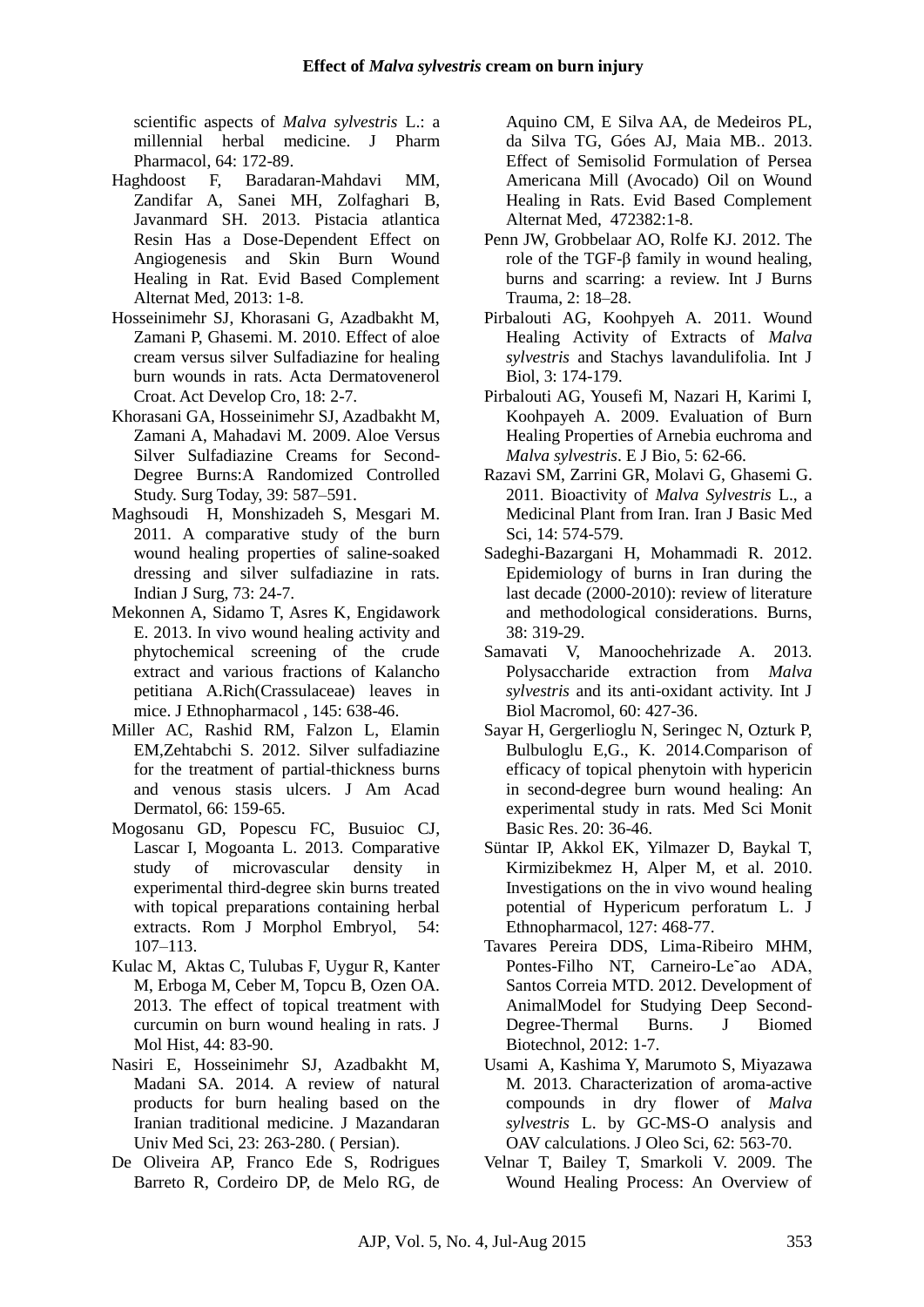scientific aspects of *Malva sylvestris* L.: a millennial herbal medicine. J Pharm Pharmacol, 64: 172-89.

Haghdoost F, Baradaran-Mahdavi MM, Zandifar A, Sanei MH, Zolfaghari B, Javanmard SH. 2013. Pistacia atlantica Resin Has a Dose-Dependent Effect on Angiogenesis and Skin Burn Wound Healing in Rat. Evid Based Complement Alternat Med, 2013: 1-8.

Hosseinimehr SJ, Khorasani G, Azadbakht M, Zamani P, Ghasemi. M. 2010. Effect of aloe cream versus silver Sulfadiazine for healing burn wounds in rats. Acta Dermatovenerol Croat. Act Develop Cro, 18: 2-7.

Khorasani GA, Hosseinimehr SJ, Azadbakht M, Zamani A, Mahadavi M. 2009. Aloe Versus Silver Sulfadiazine Creams for Second-Degree Burns:A Randomized Controlled Study. Surg Today, 39: 587–591.

Maghsoudi H, Monshizadeh S, Mesgari M. 2011. A comparative study of the burn wound healing properties of saline-soaked dressing and silver sulfadiazine in rats. Indian J Surg, 73: 24-7.

Mekonnen A, Sidamo T, Asres K, Engidawork E. 2013. In vivo wound healing activity and phytochemical screening of the crude extract and various fractions of Kalancho petitiana A.Rich(Crassulaceae) leaves in mice. J Ethnopharmacol , 145: 638-46.

Miller AC, Rashid RM, Falzon L, Elamin EM,Zehtabchi S. 2012. Silver sulfadiazine for the treatment of partial-thickness burns and venous stasis ulcers. J Am Acad Dermatol, 66: 159-65.

Mogosanu GD, Popescu FC, Busuioc CJ, Lascar I, Mogoanta L. 2013. Comparative study of microvascular density in experimental third-degree skin burns treated with topical preparations containing herbal extracts. Rom J Morphol Embryol, 54: 107–113.

Kulac M, Aktas C, Tulubas F, Uygur R, Kanter M, Erboga M, Ceber M, Topcu B, Ozen OA. 2013. The effect of topical treatment with curcumin on burn wound healing in rats. J Mol Hist, 44: 83-90.

Nasiri E, Hosseinimehr SJ, Azadbakht M, Madani SA. 2014. A review of natural products for burn healing based on the Iranian traditional medicine. J Mazandaran Univ Med Sci, 23: 263-280. ( Persian).

De Oliveira AP, Franco Ede S, Rodrigues Barreto R, Cordeiro DP, de Melo RG, de Aquino CM, E Silva AA, de Medeiros PL, da Silva TG, Góes AJ, Maia MB.. 2013. Effect of Semisolid Formulation of Persea Americana Mill (Avocado) Oil on Wound Healing in Rats. Evid Based Complement Alternat Med, 472382:1-8.

Penn JW, Grobbelaar AO, Rolfe KJ. 2012. The role of the TGF-β family in wound healing, burns and scarring: a review. Int J Burns Trauma, 2: 18–28.

Pirbalouti AG, Koohpyeh A. 2011. Wound Healing Activity of Extracts of *Malva sylvestris* and Stachys lavandulifolia. Int J Biol, 3: 174-179.

Pirbalouti AG, Yousefi M, Nazari H, Karimi I, Koohpayeh A. 2009. Evaluation of Burn Healing Properties of Arnebia euchroma and *Malva sylvestris*. E J Bio, 5: 62-66.

Razavi SM, Zarrini GR, Molavi G, Ghasemi G. 2011. Bioactivity of *Malva Sylvestris* L., a Medicinal Plant from Iran. Iran J Basic Med Sci, 14: 574-579.

Sadeghi-Bazargani H, Mohammadi R. 2012. Epidemiology of burns in Iran during the last decade (2000-2010): review of literature and methodological considerations. Burns, 38: 319-29.

Samavati V, Manoochehrizade A. 2013. Polysaccharide extraction from *Malva sylvestris* and its anti-oxidant activity. Int J Biol Macromol, 60: 427-36.

Sayar H, Gergerlioglu N, Seringec N, Ozturk P, Bulbuloglu E,G., K. 2014.Comparison of efficacy of topical phenytoin with hypericin in second-degree burn wound healing: An experimental study in rats. Med Sci Monit Basic Res. 20: 36-46.

Süntar IP, Akkol EK, Yilmazer D, Baykal T, Kirmizibekmez H, Alper M, et al. 2010. Investigations on the in vivo wound healing potential of Hypericum perforatum L. J Ethnopharmacol, 127: 468-77.

Tavares Pereira DDS, Lima-Ribeiro MHM, Pontes-Filho NT, Carneiro-Le˜ao ADA, Santos Correia MTD. 2012. Development of AnimalModel for Studying Deep Second-Degree-Thermal Burns. J Biomed Biotechnol, 2012: 1-7.

Usami A, Kashima Y, Marumoto S, Miyazawa M. 2013. Characterization of aroma-active compounds in dry flower of *Malva sylvestris* L. by GC-MS-O analysis and OAV calculations. J Oleo Sci, 62: 563-70.

Velnar T, Bailey T, Smarkoli V. 2009. The Wound Healing Process: An Overview of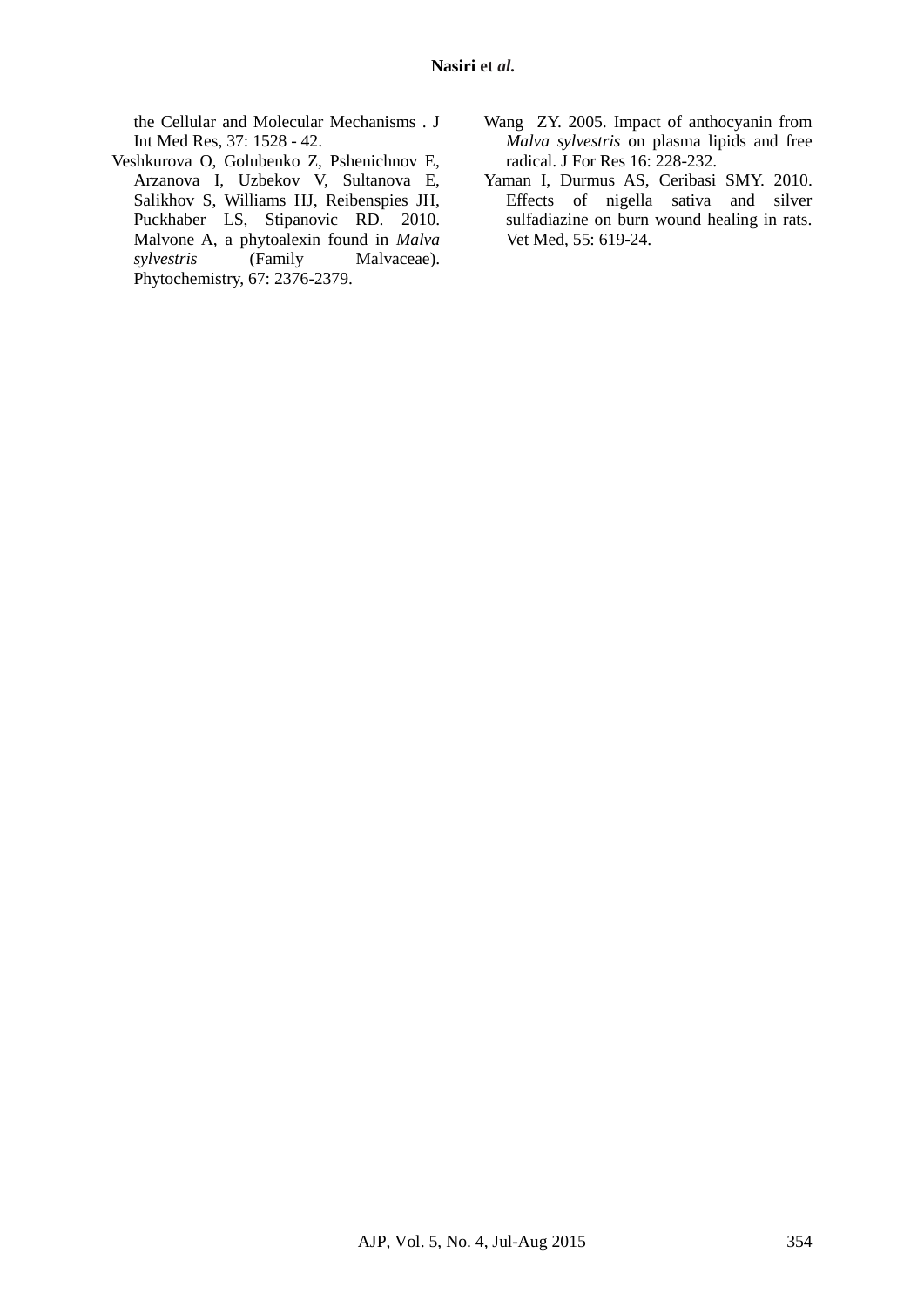the Cellular and Molecular Mechanisms . J Int Med Res, 37: 1528 - 42.

Veshkurova O, Golubenko Z, Pshenichnov E, Arzanova I, Uzbekov V, Sultanova E, Salikhov S, Williams HJ, Reibenspies JH, Puckhaber LS, Stipanovic RD. 2010. Malvone A, a phytoalexin found in *Malva sylvestris* (Family Malvaceae). Phytochemistry, 67: 2376-2379.

Wang ZY. 2005. Impact of anthocyanin from *Malva sylvestris* on plasma lipids and free radical. J For Res 16: 228-232.

Yaman I, Durmus AS, Ceribasi SMY. 2010. Effects of nigella sativa and silver sulfadiazine on burn wound healing in rats. Vet Med, 55: 619-24.